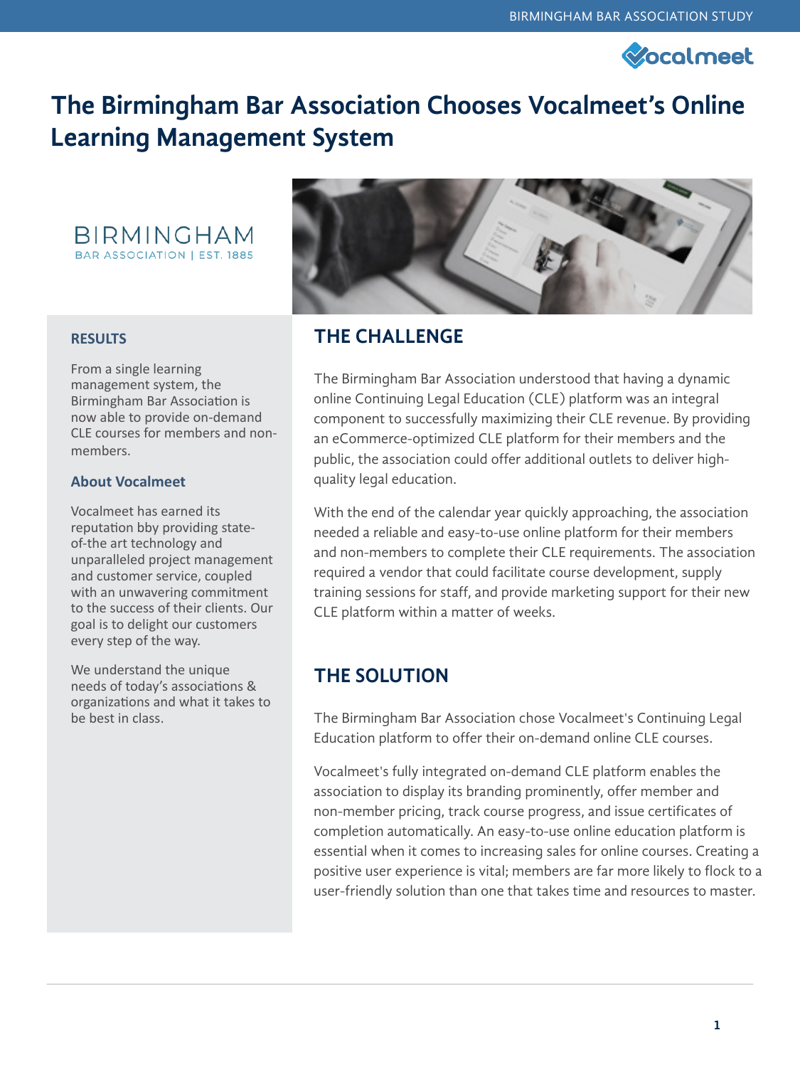# The Birmingham Bar Association Chooses Vocalmeet's Online Learning Management System

BIRMINGHAM
BAR ASSOCIATION | EST. 1885

## THE CHALLENGE

The Birmingham Bar Association understood that having a dynamic online Continuing Legal Education (CLE) platform was an integral component to successfully maximizing their CLE revenue. By providing an eCommerce-optimized CLE platform for their members and the public, the association could offer additional outlets to deliver high-quality legal education.

With the end of the calendar year quickly approaching, the association needed a reliable and easy-to-use online platform for their members and non-members to complete their CLE requirements. The association required a vendor that could facilitate course development, supply training sessions for staff, and provide marketing support for their new CLE platform within a matter of weeks.

## THE SOLUTION

The Birmingham Bar Association chose Vocalmeet's Continuing Legal Education platform to offer their on-demand online CLE courses.

Vocalmeet's fully integrated on-demand CLE platform enables the association to display its branding prominently, offer member and non-member pricing, track course progress, and issue certificates of completion automatically. An easy-to-use online education platform is essential when it comes to increasing sales for online courses. Creating a positive user experience is vital; members are far more likely to flock to a user-friendly solution than one that takes time and resources to master.

### RESULTS

From a single learning management system, the Birmingham Bar Association is now able to provide on-demand CLE courses for members and non-members.

### About Vocalmeet

Vocalmeet has earned its reputation bby providing state-of-the art technology and unparalleled project management and customer service, coupled with an unwavering commitment to the success of their clients. Our goal is to delight our customers every step of the way.

We understand the unique needs of today's associations & organizations and what it takes to be best in class.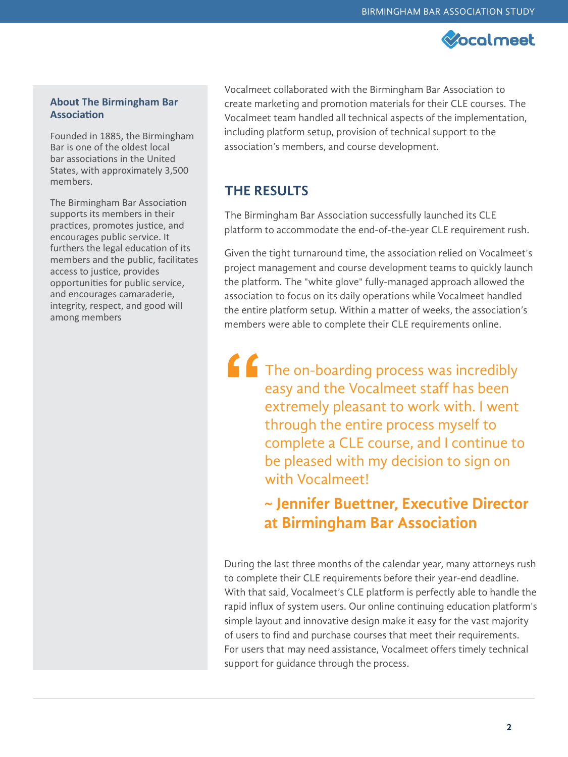### About The Birmingham Bar Association

Founded in 1885, the Birmingham Bar is one of the oldest local bar associations in the United States, with approximately 3,500 members.

The Birmingham Bar Association supports its members in their practices, promotes justice, and encourages public service. It furthers the legal education of its members and the public, facilitates access to justice, provides opportunities for public service, and encourages camaraderie, integrity, respect, and good will among members

Vocalmeet collaborated with the Birmingham Bar Association to create marketing and promotion materials for their CLE courses. The Vocalmeet team handled all technical aspects of the implementation, including platform setup, provision of technical support to the association's members, and course development.

## THE RESULTS

The Birmingham Bar Association successfully launched its CLE platform to accommodate the end-of-the-year CLE requirement rush.

Given the tight turnaround time, the association relied on Vocalmeet's project management and course development teams to quickly launch the platform. The "white glove" fully-managed approach allowed the association to focus on its daily operations while Vocalmeet handled the entire platform setup. Within a matter of weeks, the association's members were able to complete their CLE requirements online.

> "The on-boarding process was incredibly easy and the Vocalmeet staff has been extremely pleasant to work with. I went through the entire process myself to complete a CLE course, and I continue to be pleased with my decision to sign on with Vocalmeet!
>
> **~ Jennifer Buettner, Executive Director at Birmingham Bar Association**

During the last three months of the calendar year, many attorneys rush to complete their CLE requirements before their year-end deadline. With that said, Vocalmeet's CLE platform is perfectly able to handle the rapid influx of system users. Our online continuing education platform's simple layout and innovative design make it easy for the vast majority of users to find and purchase courses that meet their requirements. For users that may need assistance, Vocalmeet offers timely technical support for guidance through the process.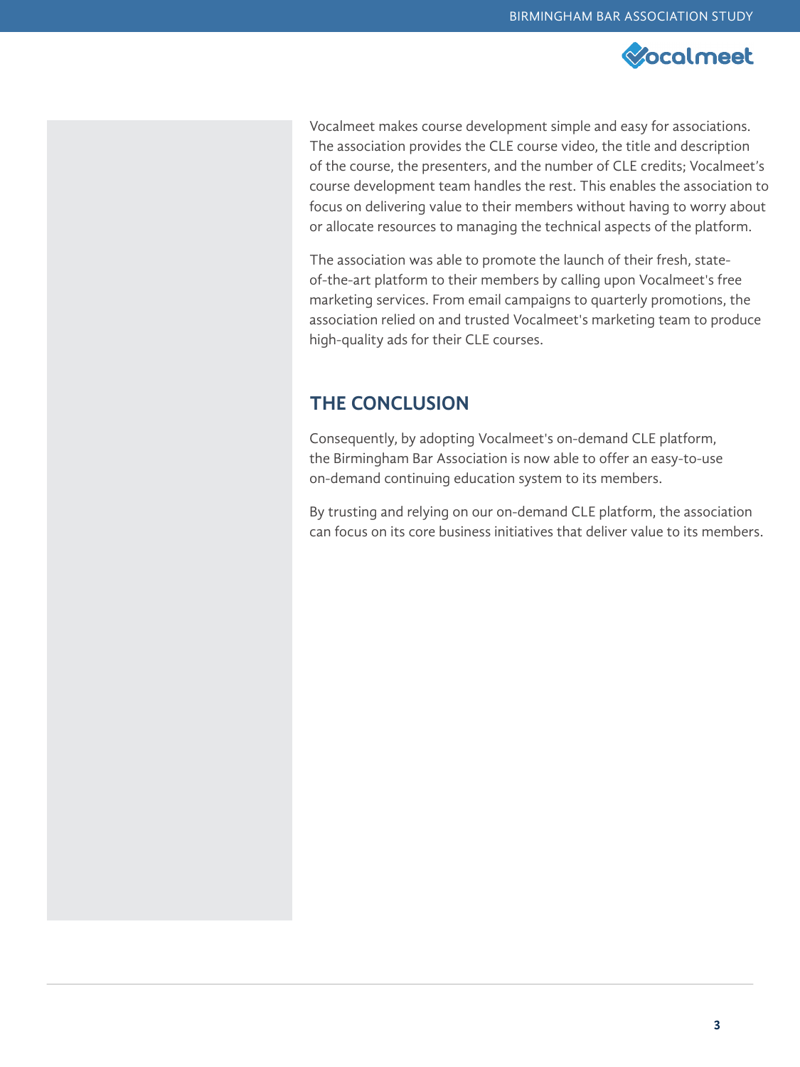Vocalmeet makes course development simple and easy for associations. The association provides the CLE course video, the title and description of the course, the presenters, and the number of CLE credits; Vocalmeet's course development team handles the rest. This enables the association to focus on delivering value to their members without having to worry about or allocate resources to managing the technical aspects of the platform.

The association was able to promote the launch of their fresh, state-of-the-art platform to their members by calling upon Vocalmeet's free marketing services. From email campaigns to quarterly promotions, the association relied on and trusted Vocalmeet's marketing team to produce high-quality ads for their CLE courses.

## THE CONCLUSION

Consequently, by adopting Vocalmeet's on-demand CLE platform, the Birmingham Bar Association is now able to offer an easy-to-use on-demand continuing education system to its members.

By trusting and relying on our on-demand CLE platform, the association can focus on its core business initiatives that deliver value to its members.